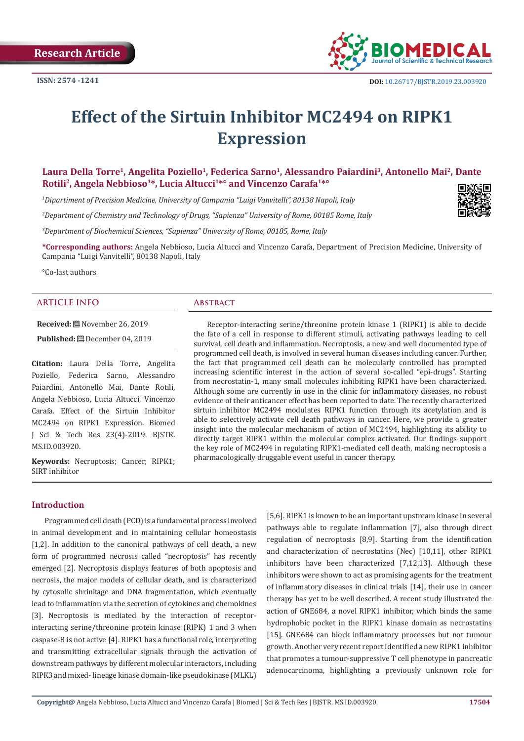Research Article

ISSN: 2574 -1241

DOI: 10.26717/BJSTR.2019.23.003920

# Effect of the Sirtuin Inhibitor MC2494 on RIPK1 Expression

**Laura Della Torre[1], Angelita Poziello[1], Federica Sarno[1], Alessandro Paiardini[3], Antonello Mai[2], Dante Rotili[2], Angela Nebbioso[1*], Lucia Altucci[1*°] and Vincenzo Carafa[1*°]**

*[1]Dipartiment of Precision Medicine, University of Campania "Luigi Vanvitelli", 80138 Napoli, Italy*

*[2]Department of Chemistry and Technology of Drugs, "Sapienza" University of Rome, 00185 Rome, Italy*

*[3]Department of Biochemical Sciences, "Sapienza" University of Rome, 00185, Rome, Italy*

**\*Corresponding authors:** Angela Nebbioso, Lucia Altucci and Vincenzo Carafa, Department of Precision Medicine, University of Campania "Luigi Vanvitelli", 80138 Napoli, Italy

°Co-last authors

## Article Info

**Received:** November 26, 2019

**Published:** December 04, 2019

**Citation:** Laura Della Torre, Angelita Poziello, Federica Sarno, Alessandro Paiardini, Antonello Mai, Dante Rotili, Angela Nebbioso, Lucia Altucci, Vincenzo Carafa. Effect of the Sirtuin Inhibitor MC2494 on RIPK1 Expression. Biomed J Sci & Tech Res 23(4)-2019. BJSTR. MS.ID.003920.

**Keywords:** Necroptosis; Cancer; RIPK1; SIRT inhibitor

## Abstract

Receptor-interacting serine/threonine protein kinase 1 (RIPK1) is able to decide the fate of a cell in response to different stimuli, activating pathways leading to cell survival, cell death and inflammation. Necroptosis, a new and well documented type of programmed cell death, is involved in several human diseases including cancer. Further, the fact that programmed cell death can be molecularly controlled has prompted increasing scientific interest in the action of several so-called "epi-drugs". Starting from necrostatin-1, many small molecules inhibiting RIPK1 have been characterized. Although some are currently in use in the clinic for inflammatory diseases, no robust evidence of their anticancer effect has been reported to date. The recently characterized sirtuin inhibitor MC2494 modulates RIPK1 function through its acetylation and is able to selectively activate cell death pathways in cancer. Here, we provide a greater insight into the molecular mechanism of action of MC2494, highlighting its ability to directly target RIPK1 within the molecular complex activated. Our findings support the key role of MC2494 in regulating RIPK1-mediated cell death, making necroptosis a pharmacologically druggable event useful in cancer therapy.

## Introduction

Programmed cell death (PCD) is a fundamental process involved in animal development and in maintaining cellular homeostasis [1,2]. In addition to the canonical pathways of cell death, a new form of programmed necrosis called "necroptosis" has recently emerged [2]. Necroptosis displays features of both apoptosis and necrosis, the major models of cellular death, and is characterized by cytosolic shrinkage and DNA fragmentation, which eventually lead to inflammation via the secretion of cytokines and chemokines [3]. Necroptosis is mediated by the interaction of receptor-interacting serine/threonine protein kinase (RIPK) 1 and 3 when caspase-8 is not active [4]. RIPK1 has a functional role, interpreting and transmitting extracellular signals through the activation of downstream pathways by different molecular interactors, including RIPK3 and mixed- lineage kinase domain-like pseudokinase (MLKL) [5,6]. RIPK1 is known to be an important upstream kinase in several pathways able to regulate inflammation [7], also through direct regulation of necroptosis [8,9]. Starting from the identification and characterization of necrostatins (Nec) [10,11], other RIPK1 inhibitors have been characterized [7,12,13]. Although these inhibitors were shown to act as promising agents for the treatment of inflammatory diseases in clinical trials [14], their use in cancer therapy has yet to be well described. A recent study illustrated the action of GNE684, a novel RIPK1 inhibitor, which binds the same hydrophobic pocket in the RIPK1 kinase domain as necrostatins [15]. GNE684 can block inflammatory processes but not tumour growth. Another very recent report identified a new RIPK1 inhibitor that promotes a tumour-suppressive T cell phenotype in pancreatic adenocarcinoma, highlighting a previously unknown role for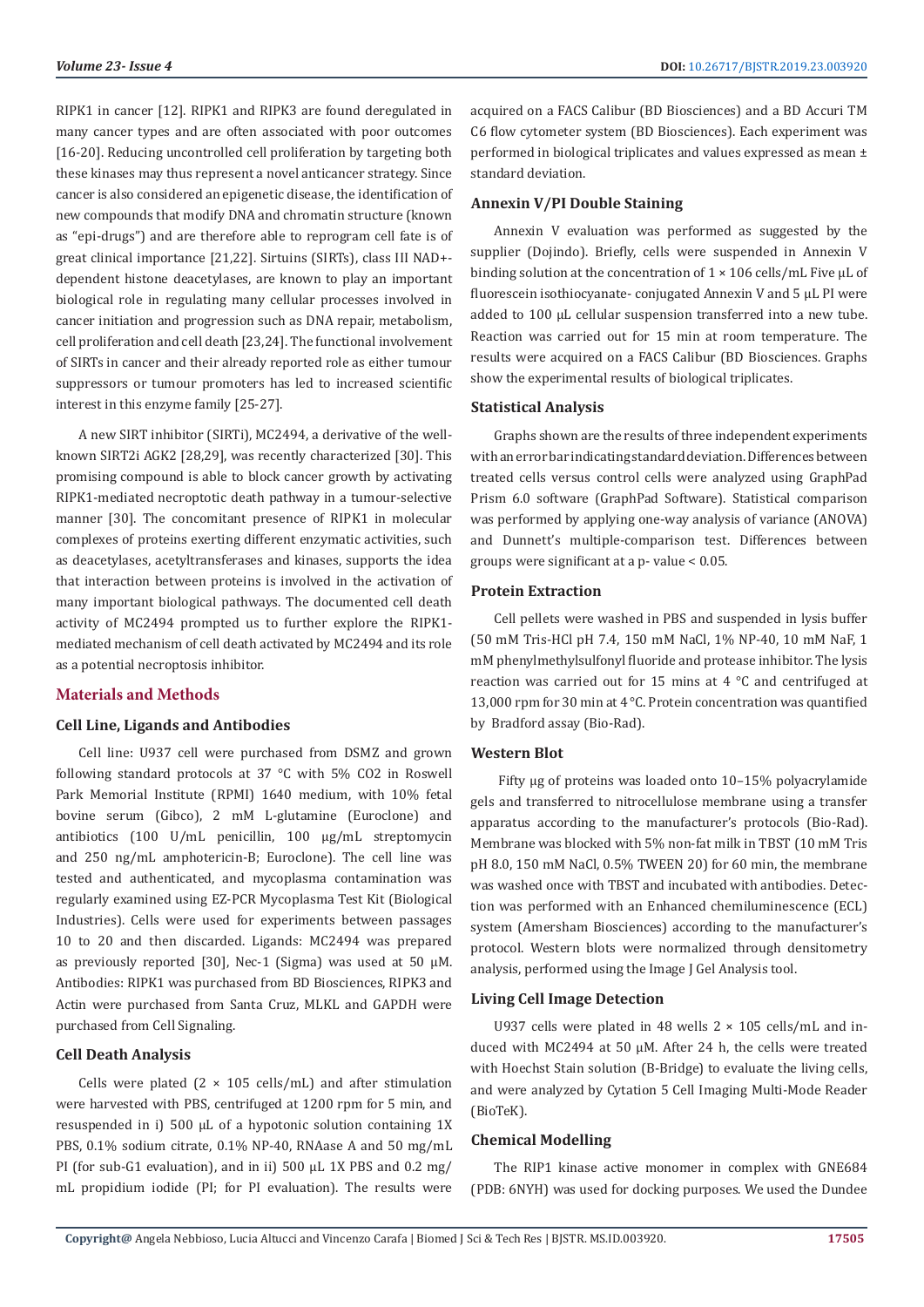RIPK1 in cancer [12]. RIPK1 and RIPK3 are found deregulated in many cancer types and are often associated with poor outcomes [16-20]. Reducing uncontrolled cell proliferation by targeting both these kinases may thus represent a novel anticancer strategy. Since cancer is also considered an epigenetic disease, the identification of new compounds that modify DNA and chromatin structure (known as "epi-drugs") and are therefore able to reprogram cell fate is of great clinical importance [21,22]. Sirtuins (SIRTs), class III NAD+-dependent histone deacetylases, are known to play an important biological role in regulating many cellular processes involved in cancer initiation and progression such as DNA repair, metabolism, cell proliferation and cell death [23,24]. The functional involvement of SIRTs in cancer and their already reported role as either tumour suppressors or tumour promoters has led to increased scientific interest in this enzyme family [25-27].

A new SIRT inhibitor (SIRTi), MC2494, a derivative of the well-known SIRT2i AGK2 [28,29], was recently characterized [30]. This promising compound is able to block cancer growth by activating RIPK1-mediated necroptotic death pathway in a tumour-selective manner [30]. The concomitant presence of RIPK1 in molecular complexes of proteins exerting different enzymatic activities, such as deacetylases, acetyltransferases and kinases, supports the idea that interaction between proteins is involved in the activation of many important biological pathways. The documented cell death activity of MC2494 prompted us to further explore the RIPK1-mediated mechanism of cell death activated by MC2494 and its role as a potential necroptosis inhibitor.

## Materials and Methods

### Cell Line, Ligands and Antibodies

Cell line: U937 cell were purchased from DSMZ and grown following standard protocols at 37 °C with 5% $CO_2$ in Roswell Park Memorial Institute (RPMI) 1640 medium, with 10% fetal bovine serum (Gibco), 2 mM L-glutamine (Euroclone) and antibiotics (100 U/mL penicillin, 100 μg/mL streptomycin and 250 ng/mL amphotericin-B; Euroclone). The cell line was tested and authenticated, and mycoplasma contamination was regularly examined using EZ-PCR Mycoplasma Test Kit (Biological Industries). Cells were used for experiments between passages 10 to 20 and then discarded. Ligands: MC2494 was prepared as previously reported [30], Nec-1 (Sigma) was used at 50 μM. Antibodies: RIPK1 was purchased from BD Biosciences, RIPK3 and Actin were purchased from Santa Cruz, MLKL and GAPDH were purchased from Cell Signaling.

### Cell Death Analysis

Cells were plated ($2 \times 10^5$ cells/mL) and after stimulation were harvested with PBS, centrifuged at 1200 rpm for 5 min, and resuspended in i) 500 μL of a hypotonic solution containing 1X PBS, 0.1% sodium citrate, 0.1% NP-40, RNAase A and 50 mg/mL PI (for sub-G1 evaluation), and in ii) 500 μL 1X PBS and 0.2 mg/mL propidium iodide (PI; for PI evaluation). The results were acquired on a FACS Calibur (BD Biosciences) and a BD Accuri TM C6 flow cytometer system (BD Biosciences). Each experiment was performed in biological triplicates and values expressed as mean ± standard deviation.

### Annexin V/PI Double Staining

Annexin V evaluation was performed as suggested by the supplier (Dojindo). Briefly, cells were suspended in Annexin V binding solution at the concentration of $1 \times 10^6$ cells/mL Five μL of fluorescein isothiocyanate- conjugated Annexin V and 5 μL PI were added to 100 μL cellular suspension transferred into a new tube. Reaction was carried out for 15 min at room temperature. The results were acquired on a FACS Calibur (BD Biosciences. Graphs show the experimental results of biological triplicates.

### Statistical Analysis

Graphs shown are the results of three independent experiments with an error bar indicating standard deviation. Differences between treated cells versus control cells were analyzed using GraphPad Prism 6.0 software (GraphPad Software). Statistical comparison was performed by applying one-way analysis of variance (ANOVA) and Dunnett's multiple-comparison test. Differences between groups were significant at a p- value < 0.05.

### Protein Extraction

Cell pellets were washed in PBS and suspended in lysis buffer (50 mM Tris-HCl pH 7.4, 150 mM NaCl, 1% NP-40, 10 mM NaF, 1 mM phenylmethylsulfonyl fluoride and protease inhibitor. The lysis reaction was carried out for 15 mins at 4 °C and centrifuged at 13,000 rpm for 30 min at 4 °C. Protein concentration was quantified by Bradford assay (Bio-Rad).

### Western Blot

Fifty μg of proteins was loaded onto 10–15% polyacrylamide gels and transferred to nitrocellulose membrane using a transfer apparatus according to the manufacturer's protocols (Bio-Rad). Membrane was blocked with 5% non-fat milk in TBST (10 mM Tris pH 8.0, 150 mM NaCl, 0.5% TWEEN 20) for 60 min, the membrane was washed once with TBST and incubated with antibodies. Detection was performed with an Enhanced chemiluminescence (ECL) system (Amersham Biosciences) according to the manufacturer's protocol. Western blots were normalized through densitometry analysis, performed using the Image J Gel Analysis tool.

### Living Cell Image Detection

U937 cells were plated in 48 wells $2 \times 10^5$ cells/mL and induced with MC2494 at 50 μM. After 24 h, the cells were treated with Hoechst Stain solution (B-Bridge) to evaluate the living cells, and were analyzed by Cytation 5 Cell Imaging Multi-Mode Reader (BioTeK).

### Chemical Modelling

The RIP1 kinase active monomer in complex with GNE684 (PDB: 6NYH) was used for docking purposes. We used the Dundee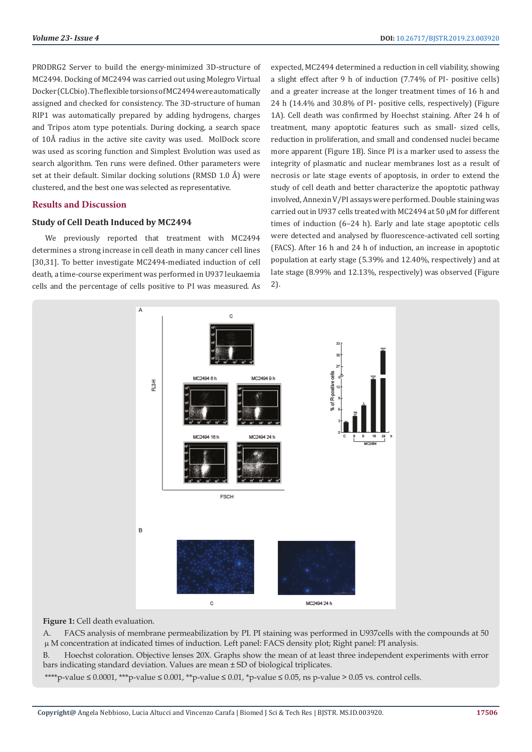PRODRG2 Server to build the energy-minimized 3D-structure of MC2494. Docking of MC2494 was carried out using Molegro Virtual Docker (CLCbio). The flexible torsions of MC2494 were automatically assigned and checked for consistency. The 3D-structure of human RIP1 was automatically prepared by adding hydrogens, charges and Tripos atom type potentials. During docking, a search space of 10Å radius in the active site cavity was used. MolDock score was used as scoring function and Simplest Evolution was used as search algorithm. Ten runs were defined. Other parameters were set at their default. Similar docking solutions (RMSD 1.0 Å) were clustered, and the best one was selected as representative.

## Results and Discussion

### Study of Cell Death Induced by MC2494

We previously reported that treatment with MC2494 determines a strong increase in cell death in many cancer cell lines [30,31]. To better investigate MC2494-mediated induction of cell death, a time-course experiment was performed in U937 leukaemia cells and the percentage of cells positive to PI was measured. As expected, MC2494 determined a reduction in cell viability, showing a slight effect after 9 h of induction (7.74% of PI- positive cells) and a greater increase at the longer treatment times of 16 h and 24 h (14.4% and 30.8% of PI- positive cells, respectively) (Figure 1A). Cell death was confirmed by Hoechst staining. After 24 h of treatment, many apoptotic features such as small- sized cells, reduction in proliferation, and small and condensed nuclei became more apparent (Figure 1B). Since PI is a marker used to assess the integrity of plasmatic and nuclear membranes lost as a result of necrosis or late stage events of apoptosis, in order to extend the study of cell death and better characterize the apoptotic pathway involved, Annexin V/PI assays were performed. Double staining was carried out in U937 cells treated with MC2494 at 50 μM for different times of induction (6–24 h). Early and late stage apoptotic cells were detected and analysed by fluorescence-activated cell sorting (FACS). After 16 h and 24 h of induction, an increase in apoptotic population at early stage (5.39% and 12.40%, respectively) and at late stage (8.99% and 12.13%, respectively) was observed (Figure 2).

**Figure 1:** Cell death evaluation.

A. FACS analysis of membrane permeabilization by PI. PI staining was performed in U937cells with the compounds at 50 μM concentration at indicated times of induction. Left panel: FACS density plot; Right panel: PI analysis.

B. Hoechst coloration. Objective lenses 20X. Graphs show the mean of at least three independent experiments with error bars indicating standard deviation. Values are mean ± SD of biological triplicates.

****p-value ≤ 0.0001, ***p-value ≤ 0.001, **p-value ≤ 0.01, *p-value ≤ 0.05, ns p-value > 0.05 vs. control cells.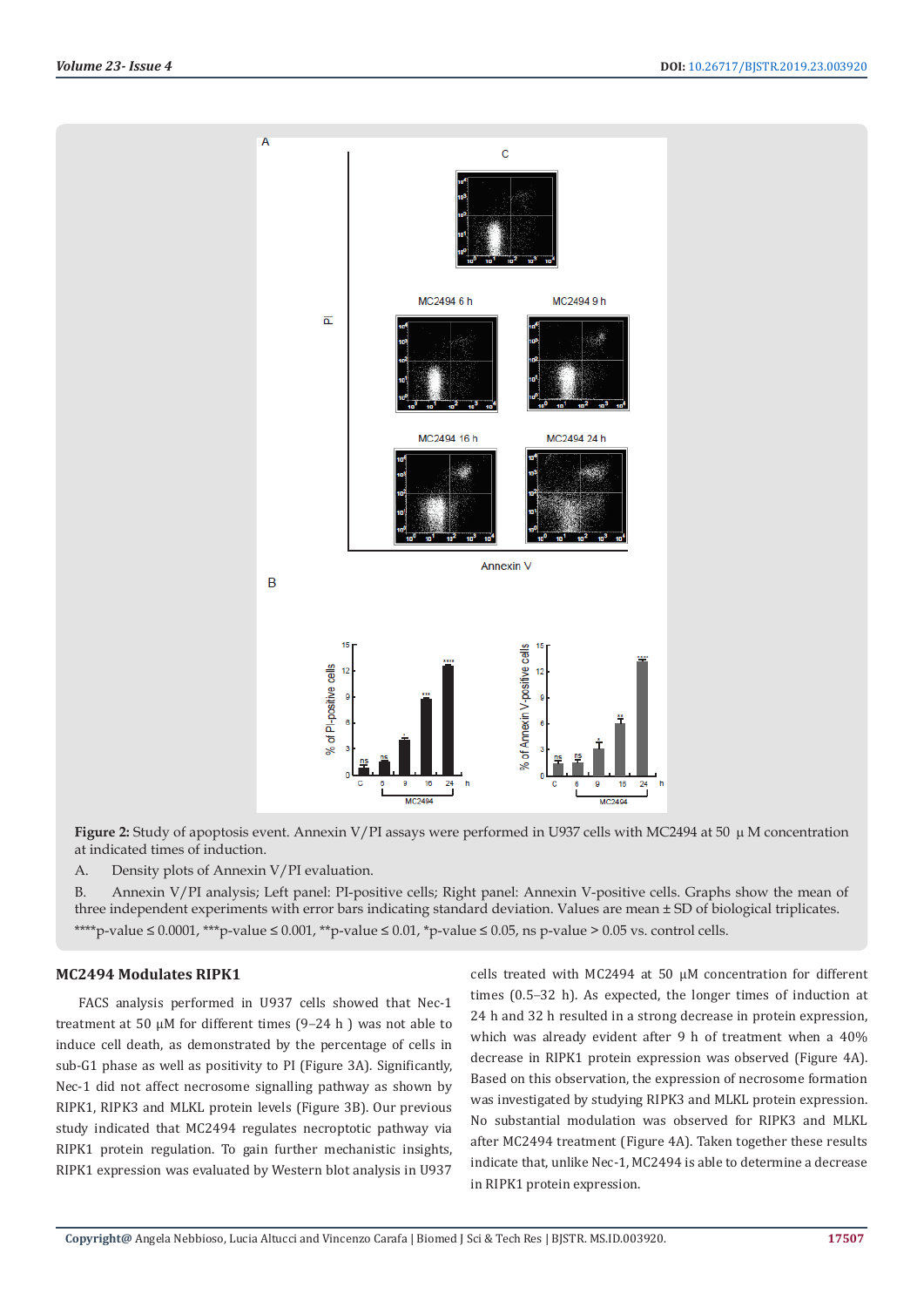**Figure 2:** Study of apoptosis event. Annexin V/PI assays were performed in U937 cells with MC2494 at 50 μ M concentration at indicated times of induction.

A. Density plots of Annexin V/PI evaluation.

B. Annexin V/PI analysis; Left panel: PI-positive cells; Right panel: Annexin V-positive cells. Graphs show the mean of three independent experiments with error bars indicating standard deviation. Values are mean ± SD of biological triplicates. ****p-value ≤ 0.0001, ***p-value ≤ 0.001, **p-value ≤ 0.01, *p-value ≤ 0.05, ns p-value > 0.05 vs. control cells.

### MC2494 Modulates RIPK1

FACS analysis performed in U937 cells showed that Nec-1 treatment at 50 μM for different times (9–24 h ) was not able to induce cell death, as demonstrated by the percentage of cells in sub-G1 phase as well as positivity to PI (Figure 3A). Significantly, Nec-1 did not affect necrosome signalling pathway as shown by RIPK1, RIPK3 and MLKL protein levels (Figure 3B). Our previous study indicated that MC2494 regulates necroptotic pathway via RIPK1 protein regulation. To gain further mechanistic insights, RIPK1 expression was evaluated by Western blot analysis in U937 cells treated with MC2494 at 50 μM concentration for different times (0.5–32 h). As expected, the longer times of induction at 24 h and 32 h resulted in a strong decrease in protein expression, which was already evident after 9 h of treatment when a 40% decrease in RIPK1 protein expression was observed (Figure 4A). Based on this observation, the expression of necrosome formation was investigated by studying RIPK3 and MLKL protein expression. No substantial modulation was observed for RIPK3 and MLKL after MC2494 treatment (Figure 4A). Taken together these results indicate that, unlike Nec-1, MC2494 is able to determine a decrease in RIPK1 protein expression.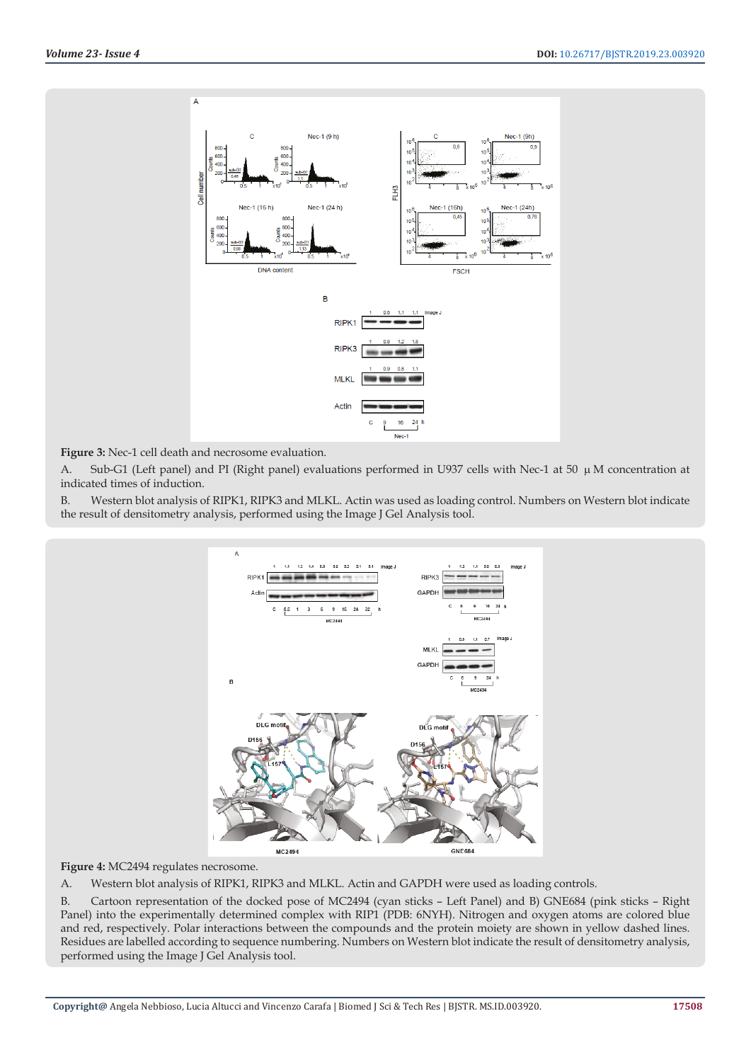**Figure 3:** Nec-1 cell death and necrosome evaluation.

A. Sub-G1 (Left panel) and PI (Right panel) evaluations performed in U937 cells with Nec-1 at 50 µ M concentration at indicated times of induction.

B. Western blot analysis of RIPK1, RIPK3 and MLKL. Actin was used as loading control. Numbers on Western blot indicate the result of densitometry analysis, performed using the Image J Gel Analysis tool.

**Figure 4:** MC2494 regulates necrosome.

A. Western blot analysis of RIPK1, RIPK3 and MLKL. Actin and GAPDH were used as loading controls.

B. Cartoon representation of the docked pose of MC2494 (cyan sticks – Left Panel) and B) GNE684 (pink sticks – Right Panel) into the experimentally determined complex with RIP1 (PDB: 6NYH). Nitrogen and oxygen atoms are colored blue and red, respectively. Polar interactions between the compounds and the protein moiety are shown in yellow dashed lines. Residues are labelled according to sequence numbering. Numbers on Western blot indicate the result of densitometry analysis, performed using the Image J Gel Analysis tool.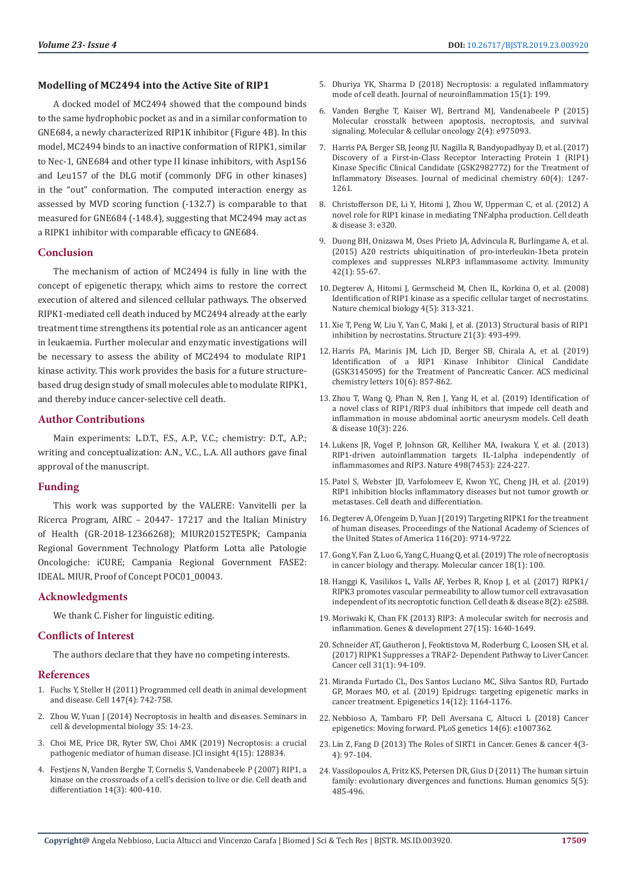### Modelling of MC2494 into the Active Site of RIP1

A docked model of MC2494 showed that the compound binds to the same hydrophobic pocket as and in a similar conformation to GNE684, a newly characterized RIP1K inhibitor (Figure 4B). In this model, MC2494 binds to an inactive conformation of RIPK1, similar to Nec-1, GNE684 and other type II kinase inhibitors, with Asp156 and Leu157 of the DLG motif (commonly DFG in other kinases) in the "out" conformation. The computed interaction energy as assessed by MVD scoring function (-132.7) is comparable to that measured for GNE684 (-148.4), suggesting that MC2494 may act as a RIPK1 inhibitor with comparable efficacy to GNE684.

## Conclusion

The mechanism of action of MC2494 is fully in line with the concept of epigenetic therapy, which aims to restore the correct execution of altered and silenced cellular pathways. The observed RIPK1-mediated cell death induced by MC2494 already at the early treatment time strengthens its potential role as an anticancer agent in leukaemia. Further molecular and enzymatic investigations will be necessary to assess the ability of MC2494 to modulate RIP1 kinase activity. This work provides the basis for a future structure-based drug design study of small molecules able to modulate RIPK1, and thereby induce cancer-selective cell death.

## Author Contributions

Main experiments: L.D.T., F.S., A.P., V.C.; chemistry: D.T., A.P.; writing and conceptualization: A.N., V.C., L.A. All authors gave final approval of the manuscript.

## Funding

This work was supported by the VALERE: Vanvitelli per la Ricerca Program, AIRC – 20447- 17217 and the Italian Ministry of Health (GR-2018-12366268); MIUR20152TE5PK; Campania Regional Government Technology Platform Lotta alle Patologie Oncologiche: iCURE; Campania Regional Government FASE2: IDEAL. MIUR, Proof of Concept POC01_00043.

## Acknowledgments

We thank C. Fisher for linguistic editing.

## Conflicts of Interest

The authors declare that they have no competing interests.

## References

1. Fuchs Y, Steller H (2011) Programmed cell death in animal development and disease. Cell 147(4): 742-758.
2. Zhou W, Yuan J (2014) Necroptosis in health and diseases. Seminars in cell & developmental biology 35: 14-23.
3. Choi ME, Price DR, Ryter SW, Choi AMK (2019) Necroptosis: a crucial pathogenic mediator of human disease. JCI insight 4(15): 128834.
4. Festjens N, Vanden Berghe T, Cornelis S, Vandenabeele P (2007) RIP1, a kinase on the crossroads of a cell's decision to live or die. Cell death and differentiation 14(3): 400-410.
5. Dhuriya YK, Sharma D (2018) Necroptosis: a regulated inflammatory mode of cell death. Journal of neuroinflammation 15(1): 199.
6. Vanden Berghe T, Kaiser WJ, Bertrand MJ, Vandenabeele P (2015) Molecular crosstalk between apoptosis, necroptosis, and survival signaling. Molecular & cellular oncology 2(4): e975093.
7. Harris PA, Berger SB, Jeong JU, Nagilla R, Bandyopadhyay D, et al. (2017) Discovery of a First-in-Class Receptor Interacting Protein 1 (RIP1) Kinase Specific Clinical Candidate (GSK2982772) for the Treatment of Inflammatory Diseases. Journal of medicinal chemistry 60(4): 1247-1261.
8. Christofferson DE, Li Y, Hitomi J, Zhou W, Upperman C, et al. (2012) A novel role for RIP1 kinase in mediating TNFalpha production. Cell death & disease 3: e320.
9. Duong BH, Onizawa M, Oses Prieto JA, Advincula R, Burlingame A, et al. (2015) A20 restricts ubiquitination of pro-interleukin-1beta protein complexes and suppresses NLRP3 inflammasome activity. Immunity 42(1): 55-67.
10. Degterev A, Hitomi J, Germscheid M, Chen IL, Korkina O, et al. (2008) Identification of RIP1 kinase as a specific cellular target of necrostatins. Nature chemical biology 4(5): 313-321.
11. Xie T, Peng W, Liu Y, Yan C, Maki J, et al. (2013) Structural basis of RIP1 inhibition by necrostatins. Structure 21(3): 493-499.
12. Harris PA, Marinis JM, Lich JD, Berger SB, Chirala A, et al. (2019) Identification of a RIP1 Kinase Inhibitor Clinical Candidate (GSK3145095) for the Treatment of Pancreatic Cancer. ACS medicinal chemistry letters 10(6): 857-862.
13. Zhou T, Wang Q, Phan N, Ren J, Yang H, et al. (2019) Identification of a novel class of RIP1/RIP3 dual inhibitors that impede cell death and inflammation in mouse abdominal aortic aneurysm models. Cell death & disease 10(3): 226.
14. Lukens JR, Vogel P, Johnson GR, Kelliher MA, Iwakura Y, et al. (2013) RIP1-driven autoinflammation targets IL-1alpha independently of inflammasomes and RIP3. Nature 498(7453): 224-227.
15. Patel S, Webster JD, Varfolomeev E, Kwon YC, Cheng JH, et al. (2019) RIP1 inhibition blocks inflammatory diseases but not tumor growth or metastases. Cell death and differentiation.
16. Degterev A, Ofengeim D, Yuan J (2019) Targeting RIPK1 for the treatment of human diseases. Proceedings of the National Academy of Sciences of the United States of America 116(20): 9714-9722.
17. Gong Y, Fan Z, Luo G, Yang C, Huang Q, et al. (2019) The role of necroptosis in cancer biology and therapy. Molecular cancer 18(1): 100.
18. Hanggi K, Vasilikos L, Valls AF, Yerbes R, Knop J, et al. (2017) RIPK1/RIPK3 promotes vascular permeability to allow tumor cell extravasation independent of its necroptotic function. Cell death & disease 8(2): e2588.
19. Moriwaki K, Chan FK (2013) RIP3: A molecular switch for necrosis and inflammation. Genes & development 27(15): 1640-1649.
20. Schneider AT, Gautheron J, Feoktistova M, Roderburg C, Loosen SH, et al. (2017) RIPK1 Suppresses a TRAF2- Dependent Pathway to Liver Cancer. Cancer cell 31(1): 94-109.
21. Miranda Furtado CL, Dos Santos Luciano MC, Silva Santos RD, Furtado GP, Moraes MO, et al. (2019) Epidrugs: targeting epigenetic marks in cancer treatment. Epigenetics 14(12): 1164-1176.
22. Nebbioso A, Tambaro FP, Dell Aversana C, Altucci L (2018) Cancer epigenetics: Moving forward. PLoS genetics 14(6): e1007362.
23. Lin Z, Fang D (2013) The Roles of SIRT1 in Cancer. Genes & cancer 4(3-4): 97-104.
24. Vassilopoulos A, Fritz KS, Petersen DR, Gius D (2011) The human sirtuin family: evolutionary divergences and functions. Human genomics 5(5): 485-496.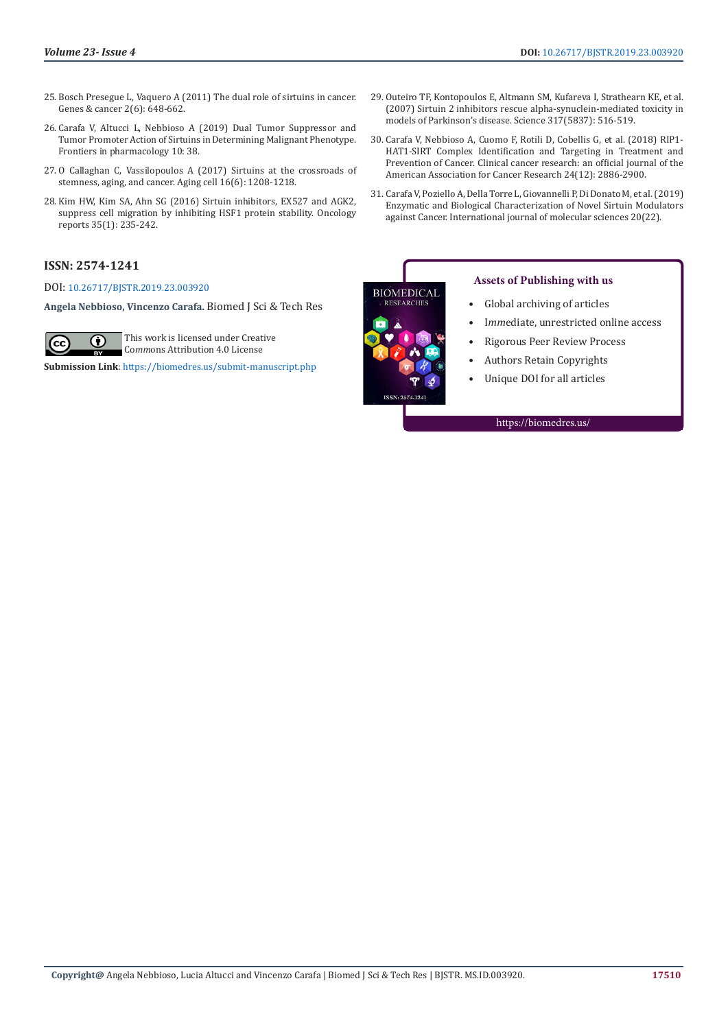25. Bosch Presegue L, Vaquero A (2011) The dual role of sirtuins in cancer. Genes & cancer 2(6): 648-662.
26. Carafa V, Altucci L, Nebbioso A (2019) Dual Tumor Suppressor and Tumor Promoter Action of Sirtuins in Determining Malignant Phenotype. Frontiers in pharmacology 10: 38.
27. O Callaghan C, Vassilopoulos A (2017) Sirtuins at the crossroads of stemness, aging, and cancer. Aging cell 16(6): 1208-1218.
28. Kim HW, Kim SA, Ahn SG (2016) Sirtuin inhibitors, EX527 and AGK2, suppress cell migration by inhibiting HSF1 protein stability. Oncology reports 35(1): 235-242.
29. Outeiro TF, Kontopoulos E, Altmann SM, Kufareva I, Strathearn KE, et al. (2007) Sirtuin 2 inhibitors rescue alpha-synuclein-mediated toxicity in models of Parkinson's disease. Science 317(5837): 516-519.
30. Carafa V, Nebbioso A, Cuomo F, Rotili D, Cobellis G, et al. (2018) RIP1-HAT1-SIRT Complex Identification and Targeting in Treatment and Prevention of Cancer. Clinical cancer research: an official journal of the American Association for Cancer Research 24(12): 2886-2900.
31. Carafa V, Poziello A, Della Torre L, Giovannelli P, Di Donato M, et al. (2019) Enzymatic and Biological Characterization of Novel Sirtuin Modulators against Cancer. International journal of molecular sciences 20(22).

**ISSN: 2574-1241**

DOI: 10.26717/BJSTR.2019.23.003920

**Angela Nebbioso, Vincenzo Carafa.** Biomed J Sci & Tech Res

This work is licensed under Creative Commons Attribution 4.0 License

**Submission Link**: https://biomedres.us/submit-manuscript.php

BIOMEDICAL RESEARCHES

ISSN: 2574-1241

**Assets of Publishing with us**

- Global archiving of articles
- Immediate, unrestricted online access
- Rigorous Peer Review Process
- Authors Retain Copyrights
- Unique DOI for all articles

https://biomedres.us/

**Copyright@** Angela Nebbioso, Lucia Altucci and Vincenzo Carafa | Biomed J Sci & Tech Res | BJSTR. MS.ID.003920.